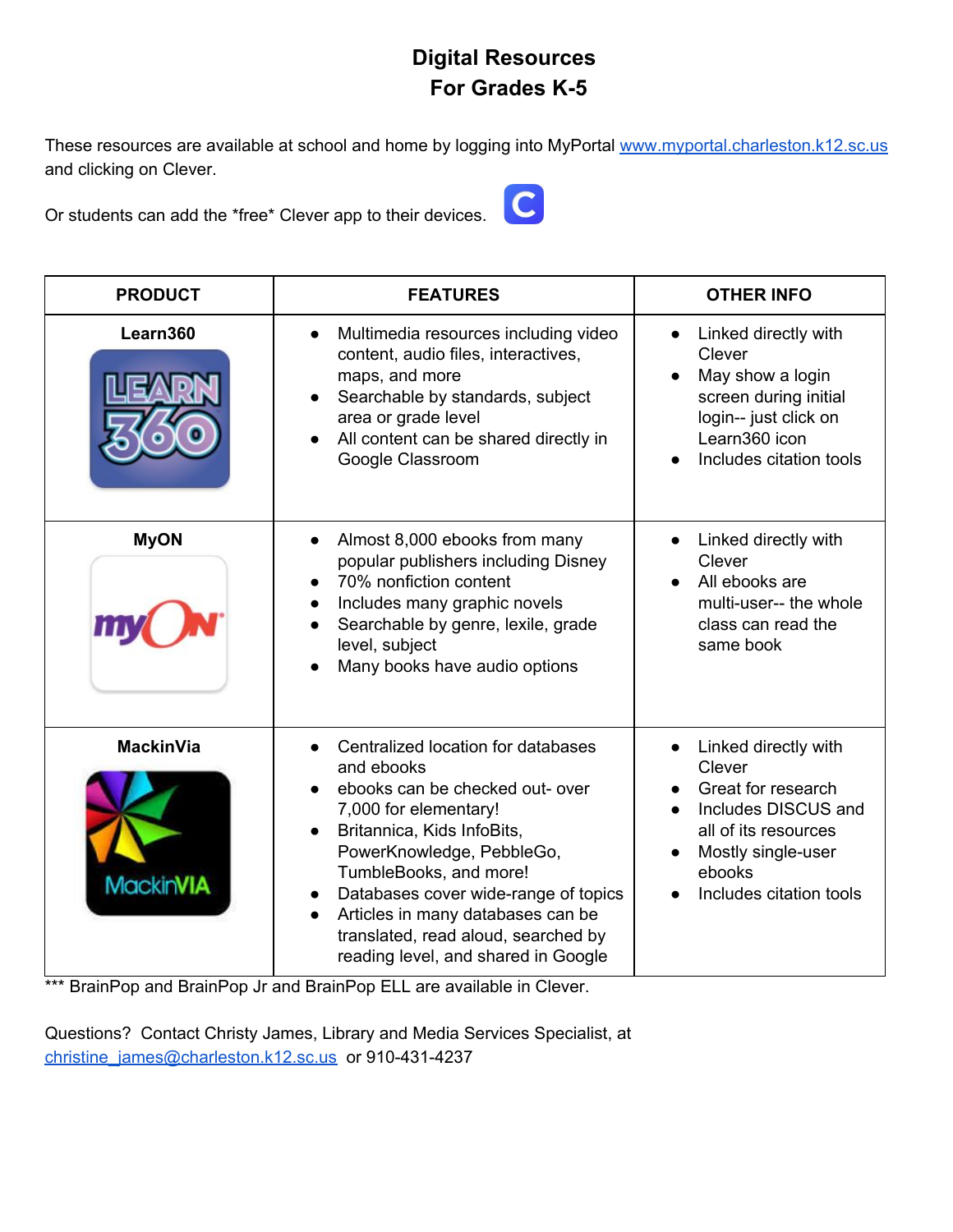# Digital Resources
# For Grades K-5

These resources are available at school and home by logging into MyPortal www.myportal.charleston.k12.sc.us and clicking on Clever.

Or students can add the *free* Clever app to their devices.

| PRODUCT | FEATURES | OTHER INFO |
|---|---|---|
| **Learn360** | • Multimedia resources including video content, audio files, interactives, maps, and more<br>• Searchable by standards, subject area or grade level<br>• All content can be shared directly in Google Classroom | • Linked directly with Clever<br>• May show a login screen during initial login-- just click on Learn360 icon<br>• Includes citation tools |
| **MyON** | • Almost 8,000 ebooks from many popular publishers including Disney<br>• 70% nonfiction content<br>• Includes many graphic novels<br>• Searchable by genre, lexile, grade level, subject<br>• Many books have audio options | • Linked directly with Clever<br>• All ebooks are multi-user-- the whole class can read the same book |
| **MackinVia** | • Centralized location for databases and ebooks<br>• ebooks can be checked out- over 7,000 for elementary!<br>• Britannica, Kids InfoBits, PowerKnowledge, PebbleGo, TumbleBooks, and more!<br>• Databases cover wide-range of topics<br>• Articles in many databases can be translated, read aloud, searched by reading level, and shared in Google | • Linked directly with Clever<br>• Great for research<br>• Includes DISCUS and all of its resources<br>• Mostly single-user ebooks<br>• Includes citation tools |

*** BrainPop and BrainPop Jr and BrainPop ELL are available in Clever.

Questions? Contact Christy James, Library and Media Services Specialist, at christine_james@charleston.k12.sc.us or 910-431-4237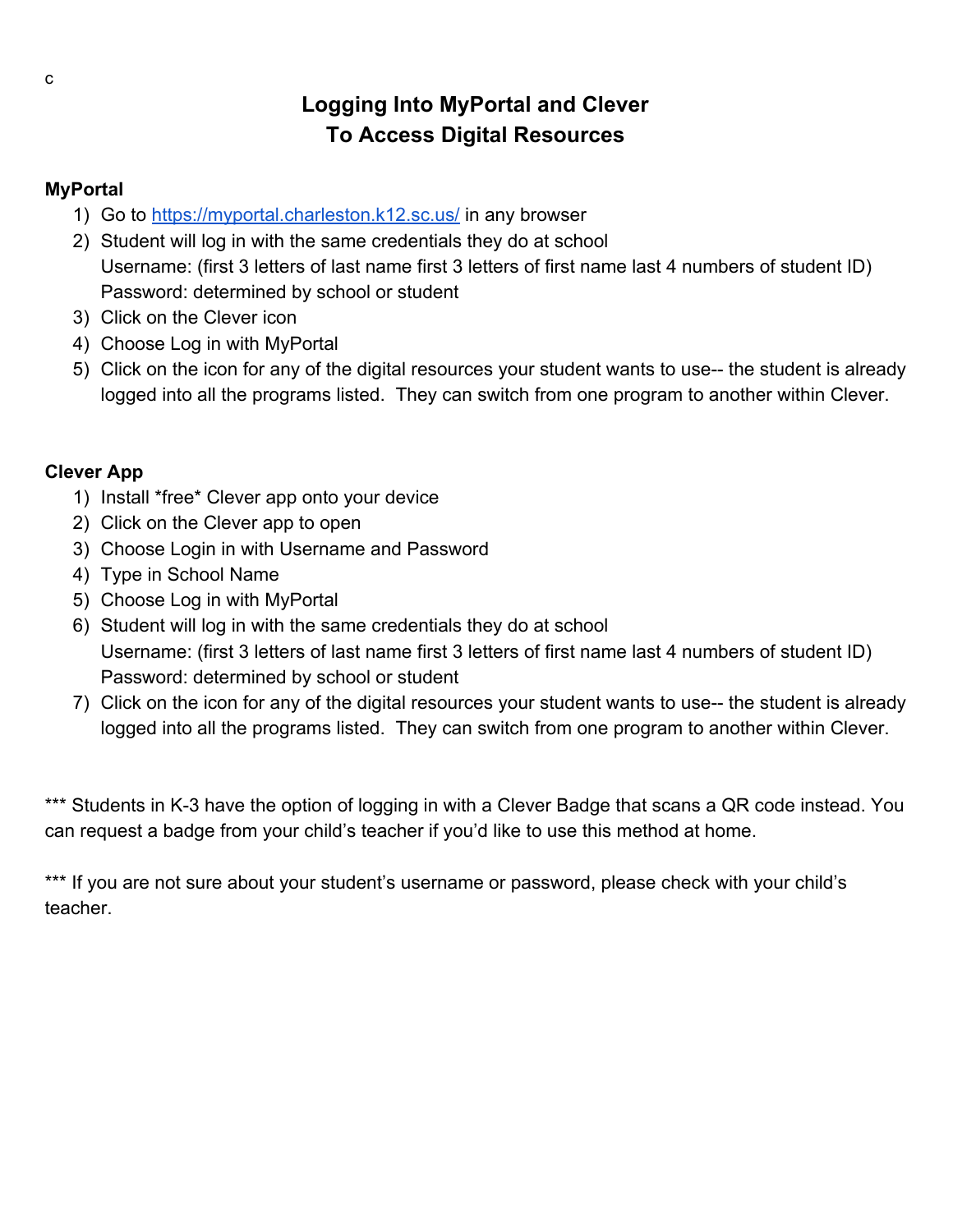c

# Logging Into MyPortal and Clever
# To Access Digital Resources

**MyPortal**

1) Go to https://myportal.charleston.k12.sc.us/ in any browser
2) Student will log in with the same credentials they do at school
   Username: (first 3 letters of last name first 3 letters of first name last 4 numbers of student ID)
   Password: determined by school or student
3) Click on the Clever icon
4) Choose Log in with MyPortal
5) Click on the icon for any of the digital resources your student wants to use-- the student is already logged into all the programs listed. They can switch from one program to another within Clever.

**Clever App**

1) Install *free* Clever app onto your device
2) Click on the Clever app to open
3) Choose Login in with Username and Password
4) Type in School Name
5) Choose Log in with MyPortal
6) Student will log in with the same credentials they do at school
   Username: (first 3 letters of last name first 3 letters of first name last 4 numbers of student ID)
   Password: determined by school or student
7) Click on the icon for any of the digital resources your student wants to use-- the student is already logged into all the programs listed. They can switch from one program to another within Clever.

*** Students in K-3 have the option of logging in with a Clever Badge that scans a QR code instead. You can request a badge from your child's teacher if you'd like to use this method at home.

*** If you are not sure about your student's username or password, please check with your child's teacher.